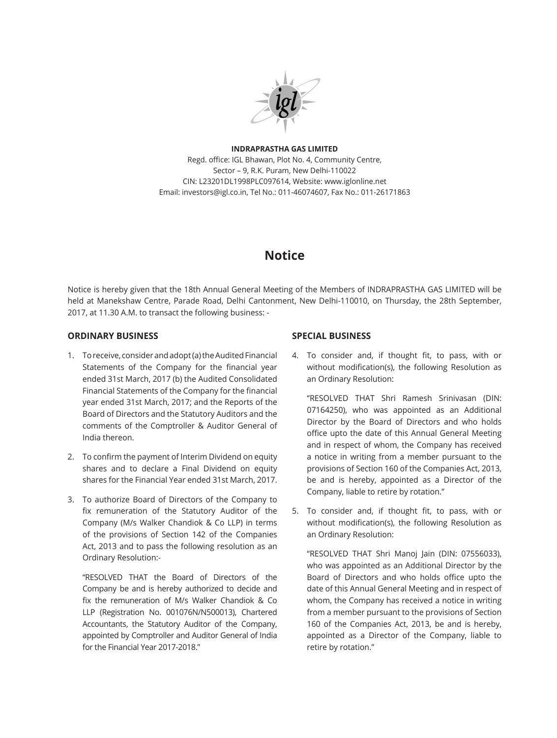**INDRAPRASTHA GAS LIMITED**

Regd. office: IGL Bhawan, Plot No. 4, Community Centre,
Sector – 9, R.K. Puram, New Delhi-110022
CIN: L23201DL1998PLC097614, Website: www.iglonline.net
Email: investors@igl.co.in, Tel No.: 011-46074607, Fax No.: 011-26171863

# Notice

Notice is hereby given that the 18th Annual General Meeting of the Members of INDRAPRASTHA GAS LIMITED will be held at Manekshaw Centre, Parade Road, Delhi Cantonment, New Delhi-110010, on Thursday, the 28th September, 2017, at 11.30 A.M. to transact the following business: -

## ORDINARY BUSINESS

1. To receive, consider and adopt (a) the Audited Financial Statements of the Company for the financial year ended 31st March, 2017 (b) the Audited Consolidated Financial Statements of the Company for the financial year ended 31st March, 2017; and the Reports of the Board of Directors and the Statutory Auditors and the comments of the Comptroller & Auditor General of India thereon.

2. To confirm the payment of Interim Dividend on equity shares and to declare a Final Dividend on equity shares for the Financial Year ended 31st March, 2017.

3. To authorize Board of Directors of the Company to fix remuneration of the Statutory Auditor of the Company (M/s Walker Chandiok & Co LLP) in terms of the provisions of Section 142 of the Companies Act, 2013 and to pass the following resolution as an Ordinary Resolution:-

   "RESOLVED THAT the Board of Directors of the Company be and is hereby authorized to decide and fix the remuneration of M/s Walker Chandiok & Co LLP (Registration No. 001076N/N500013), Chartered Accountants, the Statutory Auditor of the Company, appointed by Comptroller and Auditor General of India for the Financial Year 2017-2018."

## SPECIAL BUSINESS

4. To consider and, if thought fit, to pass, with or without modification(s), the following Resolution as an Ordinary Resolution:

   "RESOLVED THAT Shri Ramesh Srinivasan (DIN: 07164250), who was appointed as an Additional Director by the Board of Directors and who holds office upto the date of this Annual General Meeting and in respect of whom, the Company has received a notice in writing from a member pursuant to the provisions of Section 160 of the Companies Act, 2013, be and is hereby, appointed as a Director of the Company, liable to retire by rotation."

5. To consider and, if thought fit, to pass, with or without modification(s), the following Resolution as an Ordinary Resolution:

   "RESOLVED THAT Shri Manoj Jain (DIN: 07556033), who was appointed as an Additional Director by the Board of Directors and who holds office upto the date of this Annual General Meeting and in respect of whom, the Company has received a notice in writing from a member pursuant to the provisions of Section 160 of the Companies Act, 2013, be and is hereby, appointed as a Director of the Company, liable to retire by rotation."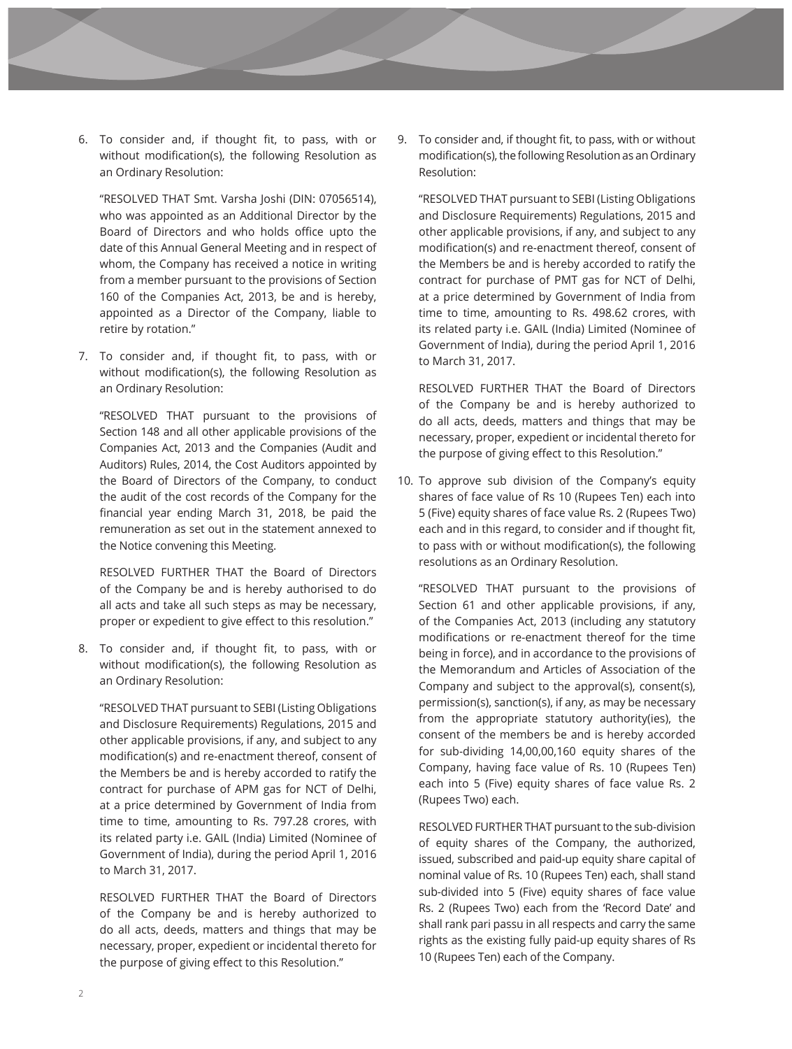6. To consider and, if thought fit, to pass, with or without modification(s), the following Resolution as an Ordinary Resolution:

   "RESOLVED THAT Smt. Varsha Joshi (DIN: 07056514), who was appointed as an Additional Director by the Board of Directors and who holds office upto the date of this Annual General Meeting and in respect of whom, the Company has received a notice in writing from a member pursuant to the provisions of Section 160 of the Companies Act, 2013, be and is hereby, appointed as a Director of the Company, liable to retire by rotation."

7. To consider and, if thought fit, to pass, with or without modification(s), the following Resolution as an Ordinary Resolution:

   "RESOLVED THAT pursuant to the provisions of Section 148 and all other applicable provisions of the Companies Act, 2013 and the Companies (Audit and Auditors) Rules, 2014, the Cost Auditors appointed by the Board of Directors of the Company, to conduct the audit of the cost records of the Company for the financial year ending March 31, 2018, be paid the remuneration as set out in the statement annexed to the Notice convening this Meeting.

   RESOLVED FURTHER THAT the Board of Directors of the Company be and is hereby authorised to do all acts and take all such steps as may be necessary, proper or expedient to give effect to this resolution."

8. To consider and, if thought fit, to pass, with or without modification(s), the following Resolution as an Ordinary Resolution:

   "RESOLVED THAT pursuant to SEBI (Listing Obligations and Disclosure Requirements) Regulations, 2015 and other applicable provisions, if any, and subject to any modification(s) and re-enactment thereof, consent of the Members be and is hereby accorded to ratify the contract for purchase of APM gas for NCT of Delhi, at a price determined by Government of India from time to time, amounting to Rs. 797.28 crores, with its related party i.e. GAIL (India) Limited (Nominee of Government of India), during the period April 1, 2016 to March 31, 2017.

   RESOLVED FURTHER THAT the Board of Directors of the Company be and is hereby authorized to do all acts, deeds, matters and things that may be necessary, proper, expedient or incidental thereto for the purpose of giving effect to this Resolution."

9. To consider and, if thought fit, to pass, with or without modification(s), the following Resolution as an Ordinary Resolution:

   "RESOLVED THAT pursuant to SEBI (Listing Obligations and Disclosure Requirements) Regulations, 2015 and other applicable provisions, if any, and subject to any modification(s) and re-enactment thereof, consent of the Members be and is hereby accorded to ratify the contract for purchase of PMT gas for NCT of Delhi, at a price determined by Government of India from time to time, amounting to Rs. 498.62 crores, with its related party i.e. GAIL (India) Limited (Nominee of Government of India), during the period April 1, 2016 to March 31, 2017.

   RESOLVED FURTHER THAT the Board of Directors of the Company be and is hereby authorized to do all acts, deeds, matters and things that may be necessary, proper, expedient or incidental thereto for the purpose of giving effect to this Resolution."

10. To approve sub division of the Company's equity shares of face value of Rs 10 (Rupees Ten) each into 5 (Five) equity shares of face value Rs. 2 (Rupees Two) each and in this regard, to consider and if thought fit, to pass with or without modification(s), the following resolutions as an Ordinary Resolution.

    "RESOLVED THAT pursuant to the provisions of Section 61 and other applicable provisions, if any, of the Companies Act, 2013 (including any statutory modifications or re-enactment thereof for the time being in force), and in accordance to the provisions of the Memorandum and Articles of Association of the Company and subject to the approval(s), consent(s), permission(s), sanction(s), if any, as may be necessary from the appropriate statutory authority(ies), the consent of the members be and is hereby accorded for sub-dividing 14,00,00,160 equity shares of the Company, having face value of Rs. 10 (Rupees Ten) each into 5 (Five) equity shares of face value Rs. 2 (Rupees Two) each.

    RESOLVED FURTHER THAT pursuant to the sub-division of equity shares of the Company, the authorized, issued, subscribed and paid-up equity share capital of nominal value of Rs. 10 (Rupees Ten) each, shall stand sub-divided into 5 (Five) equity shares of face value Rs. 2 (Rupees Two) each from the 'Record Date' and shall rank pari passu in all respects and carry the same rights as the existing fully paid-up equity shares of Rs 10 (Rupees Ten) each of the Company.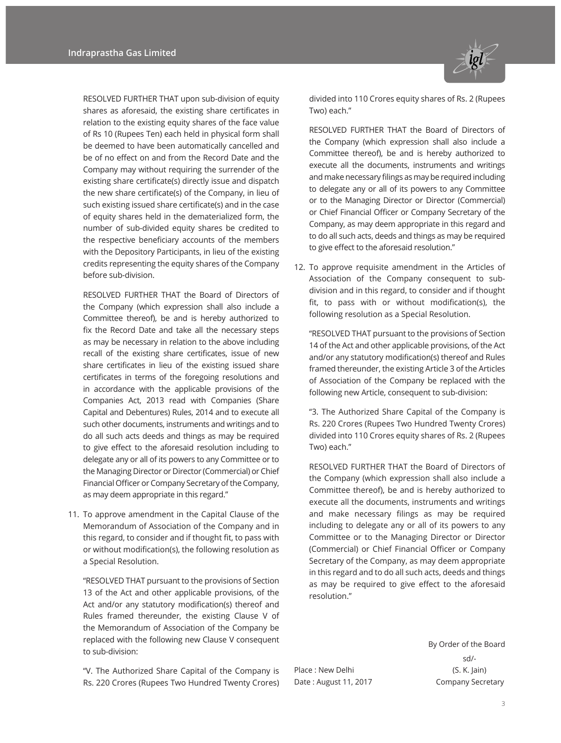RESOLVED FURTHER THAT upon sub-division of equity shares as aforesaid, the existing share certificates in relation to the existing equity shares of the face value of Rs 10 (Rupees Ten) each held in physical form shall be deemed to have been automatically cancelled and be of no effect on and from the Record Date and the Company may without requiring the surrender of the existing share certificate(s) directly issue and dispatch the new share certificate(s) of the Company, in lieu of such existing issued share certificate(s) and in the case of equity shares held in the dematerialized form, the number of sub-divided equity shares be credited to the respective beneficiary accounts of the members with the Depository Participants, in lieu of the existing credits representing the equity shares of the Company before sub-division.

RESOLVED FURTHER THAT the Board of Directors of the Company (which expression shall also include a Committee thereof), be and is hereby authorized to fix the Record Date and take all the necessary steps as may be necessary in relation to the above including recall of the existing share certificates, issue of new share certificates in lieu of the existing issued share certificates in terms of the foregoing resolutions and in accordance with the applicable provisions of the Companies Act, 2013 read with Companies (Share Capital and Debentures) Rules, 2014 and to execute all such other documents, instruments and writings and to do all such acts deeds and things as may be required to give effect to the aforesaid resolution including to delegate any or all of its powers to any Committee or to the Managing Director or Director (Commercial) or Chief Financial Officer or Company Secretary of the Company, as may deem appropriate in this regard."

11. To approve amendment in the Capital Clause of the Memorandum of Association of the Company and in this regard, to consider and if thought fit, to pass with or without modification(s), the following resolution as a Special Resolution.

   "RESOLVED THAT pursuant to the provisions of Section 13 of the Act and other applicable provisions, of the Act and/or any statutory modification(s) thereof and Rules framed thereunder, the existing Clause V of the Memorandum of Association of the Company be replaced with the following new Clause V consequent to sub-division:

   "V. The Authorized Share Capital of the Company is Rs. 220 Crores (Rupees Two Hundred Twenty Crores) divided into 110 Crores equity shares of Rs. 2 (Rupees Two) each."

   RESOLVED FURTHER THAT the Board of Directors of the Company (which expression shall also include a Committee thereof), be and is hereby authorized to execute all the documents, instruments and writings and make necessary filings as may be required including to delegate any or all of its powers to any Committee or to the Managing Director or Director (Commercial) or Chief Financial Officer or Company Secretary of the Company, as may deem appropriate in this regard and to do all such acts, deeds and things as may be required to give effect to the aforesaid resolution."

12. To approve requisite amendment in the Articles of Association of the Company consequent to sub-division and in this regard, to consider and if thought fit, to pass with or without modification(s), the following resolution as a Special Resolution.

   "RESOLVED THAT pursuant to the provisions of Section 14 of the Act and other applicable provisions, of the Act and/or any statutory modification(s) thereof and Rules framed thereunder, the existing Article 3 of the Articles of Association of the Company be replaced with the following new Article, consequent to sub-division:

   "3. The Authorized Share Capital of the Company is Rs. 220 Crores (Rupees Two Hundred Twenty Crores) divided into 110 Crores equity shares of Rs. 2 (Rupees Two) each."

   RESOLVED FURTHER THAT the Board of Directors of the Company (which expression shall also include a Committee thereof), be and is hereby authorized to execute all the documents, instruments and writings and make necessary filings as may be required including to delegate any or all of its powers to any Committee or to the Managing Director or Director (Commercial) or Chief Financial Officer or Company Secretary of the Company, as may deem appropriate in this regard and to do all such acts, deeds and things as may be required to give effect to the aforesaid resolution."

By Order of the Board

sd/-

(S. K. Jain)

Company Secretary

Place : New Delhi

Date : August 11, 2017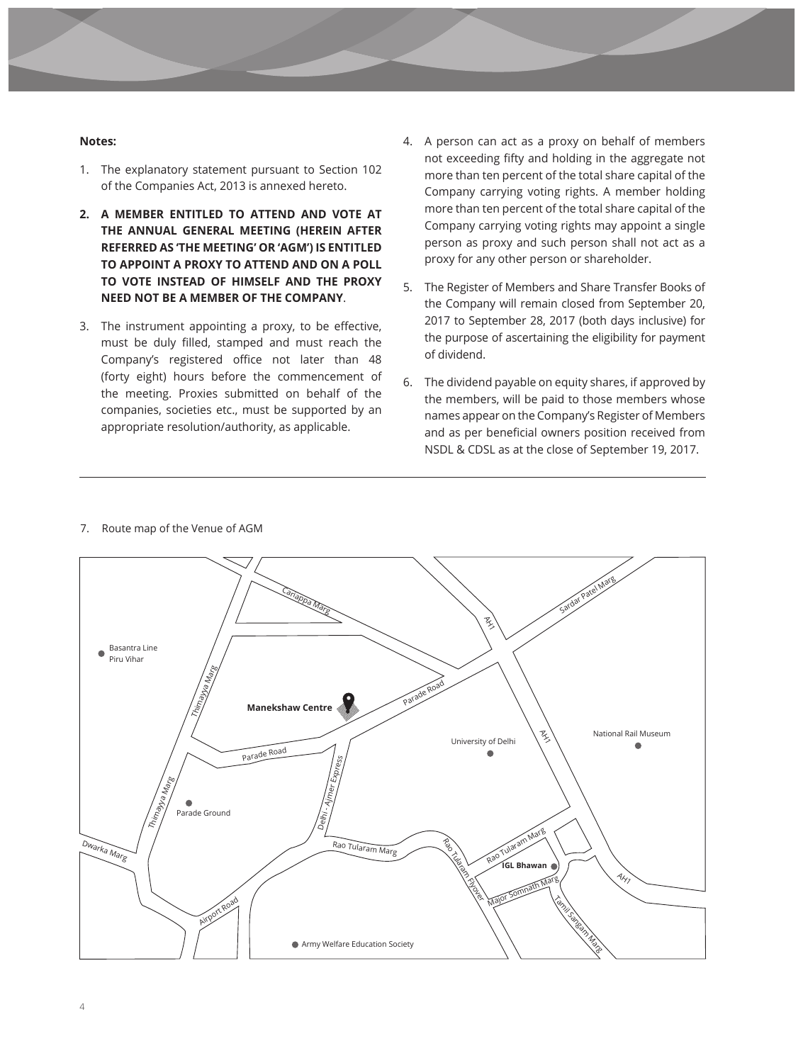**Notes:**

1. The explanatory statement pursuant to Section 102 of the Companies Act, 2013 is annexed hereto.

2. **A MEMBER ENTITLED TO ATTEND AND VOTE AT THE ANNUAL GENERAL MEETING (HEREIN AFTER REFERRED AS 'THE MEETING' OR 'AGM') IS ENTITLED TO APPOINT A PROXY TO ATTEND AND ON A POLL TO VOTE INSTEAD OF HIMSELF AND THE PROXY NEED NOT BE A MEMBER OF THE COMPANY**.

3. The instrument appointing a proxy, to be effective, must be duly filled, stamped and must reach the Company's registered office not later than 48 (forty eight) hours before the commencement of the meeting. Proxies submitted on behalf of the companies, societies etc., must be supported by an appropriate resolution/authority, as applicable.

4. A person can act as a proxy on behalf of members not exceeding fifty and holding in the aggregate not more than ten percent of the total share capital of the Company carrying voting rights. A member holding more than ten percent of the total share capital of the Company carrying voting rights may appoint a single person as proxy and such person shall not act as a proxy for any other person or shareholder.

5. The Register of Members and Share Transfer Books of the Company will remain closed from September 20, 2017 to September 28, 2017 (both days inclusive) for the purpose of ascertaining the eligibility for payment of dividend.

6. The dividend payable on equity shares, if approved by the members, will be paid to those members whose names appear on the Company's Register of Members and as per beneficial owners position received from NSDL & CDSL as at the close of September 19, 2017.

7. Route map of the Venue of AGM

Cariappa Marg
AH1
Sardar Patel Marg
Basantra Line Piru Vihar
Thimayya Marg
Parade Road
**Manekshaw Centre**
AH1
University of Delhi
National Rail Museum
Parade Road
Delhi - Ajmer Express
Thimayya Marg
Parade Ground
Rao Tularam Marg
Dwarka Marg
Rao Tularam Marg
Rao Tularam Flyover
**IGL Bhawan**
AH1
Major Somnath Marg
Airport Road
Tamil Sangam Marg
Army Welfare Education Society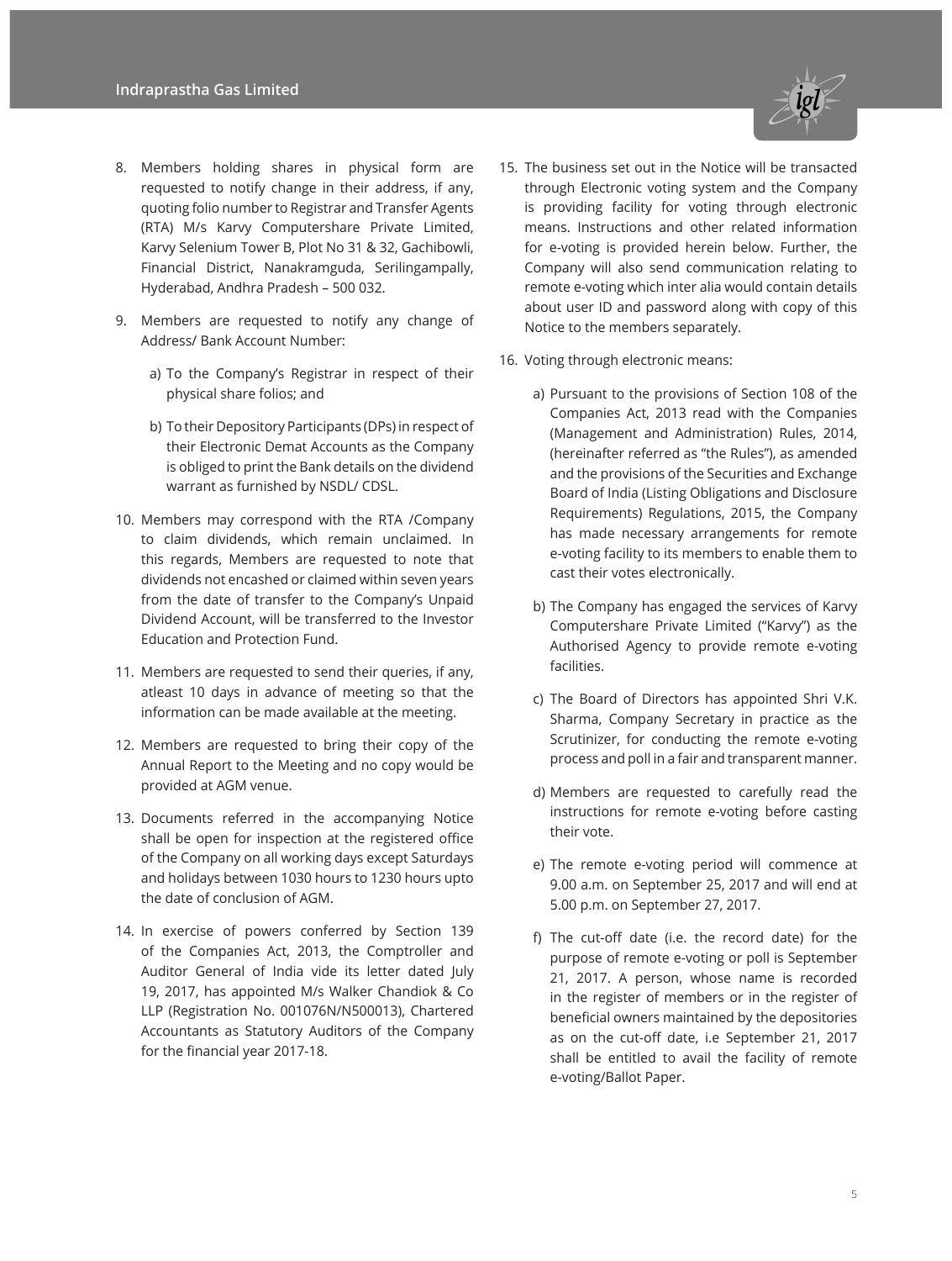8. Members holding shares in physical form are requested to notify change in their address, if any, quoting folio number to Registrar and Transfer Agents (RTA) M/s Karvy Computershare Private Limited, Karvy Selenium Tower B, Plot No 31 & 32, Gachibowli, Financial District, Nanakramguda, Serilingampally, Hyderabad, Andhra Pradesh – 500 032.

9. Members are requested to notify any change of Address/ Bank Account Number:

   a) To the Company's Registrar in respect of their physical share folios; and

   b) To their Depository Participants (DPs) in respect of their Electronic Demat Accounts as the Company is obliged to print the Bank details on the dividend warrant as furnished by NSDL/ CDSL.

10. Members may correspond with the RTA /Company to claim dividends, which remain unclaimed. In this regards, Members are requested to note that dividends not encashed or claimed within seven years from the date of transfer to the Company's Unpaid Dividend Account, will be transferred to the Investor Education and Protection Fund.

11. Members are requested to send their queries, if any, atleast 10 days in advance of meeting so that the information can be made available at the meeting.

12. Members are requested to bring their copy of the Annual Report to the Meeting and no copy would be provided at AGM venue.

13. Documents referred in the accompanying Notice shall be open for inspection at the registered office of the Company on all working days except Saturdays and holidays between 1030 hours to 1230 hours upto the date of conclusion of AGM.

14. In exercise of powers conferred by Section 139 of the Companies Act, 2013, the Comptroller and Auditor General of India vide its letter dated July 19, 2017, has appointed M/s Walker Chandiok & Co LLP (Registration No. 001076N/N500013), Chartered Accountants as Statutory Auditors of the Company for the financial year 2017-18.

15. The business set out in the Notice will be transacted through Electronic voting system and the Company is providing facility for voting through electronic means. Instructions and other related information for e-voting is provided herein below. Further, the Company will also send communication relating to remote e-voting which inter alia would contain details about user ID and password along with copy of this Notice to the members separately.

16. Voting through electronic means:

   a) Pursuant to the provisions of Section 108 of the Companies Act, 2013 read with the Companies (Management and Administration) Rules, 2014, (hereinafter referred as "the Rules"), as amended and the provisions of the Securities and Exchange Board of India (Listing Obligations and Disclosure Requirements) Regulations, 2015, the Company has made necessary arrangements for remote e-voting facility to its members to enable them to cast their votes electronically.

   b) The Company has engaged the services of Karvy Computershare Private Limited ("Karvy") as the Authorised Agency to provide remote e-voting facilities.

   c) The Board of Directors has appointed Shri V.K. Sharma, Company Secretary in practice as the Scrutinizer, for conducting the remote e-voting process and poll in a fair and transparent manner.

   d) Members are requested to carefully read the instructions for remote e-voting before casting their vote.

   e) The remote e-voting period will commence at 9.00 a.m. on September 25, 2017 and will end at 5.00 p.m. on September 27, 2017.

   f) The cut-off date (i.e. the record date) for the purpose of remote e-voting or poll is September 21, 2017. A person, whose name is recorded in the register of members or in the register of beneficial owners maintained by the depositories as on the cut-off date, i.e September 21, 2017 shall be entitled to avail the facility of remote e-voting/Ballot Paper.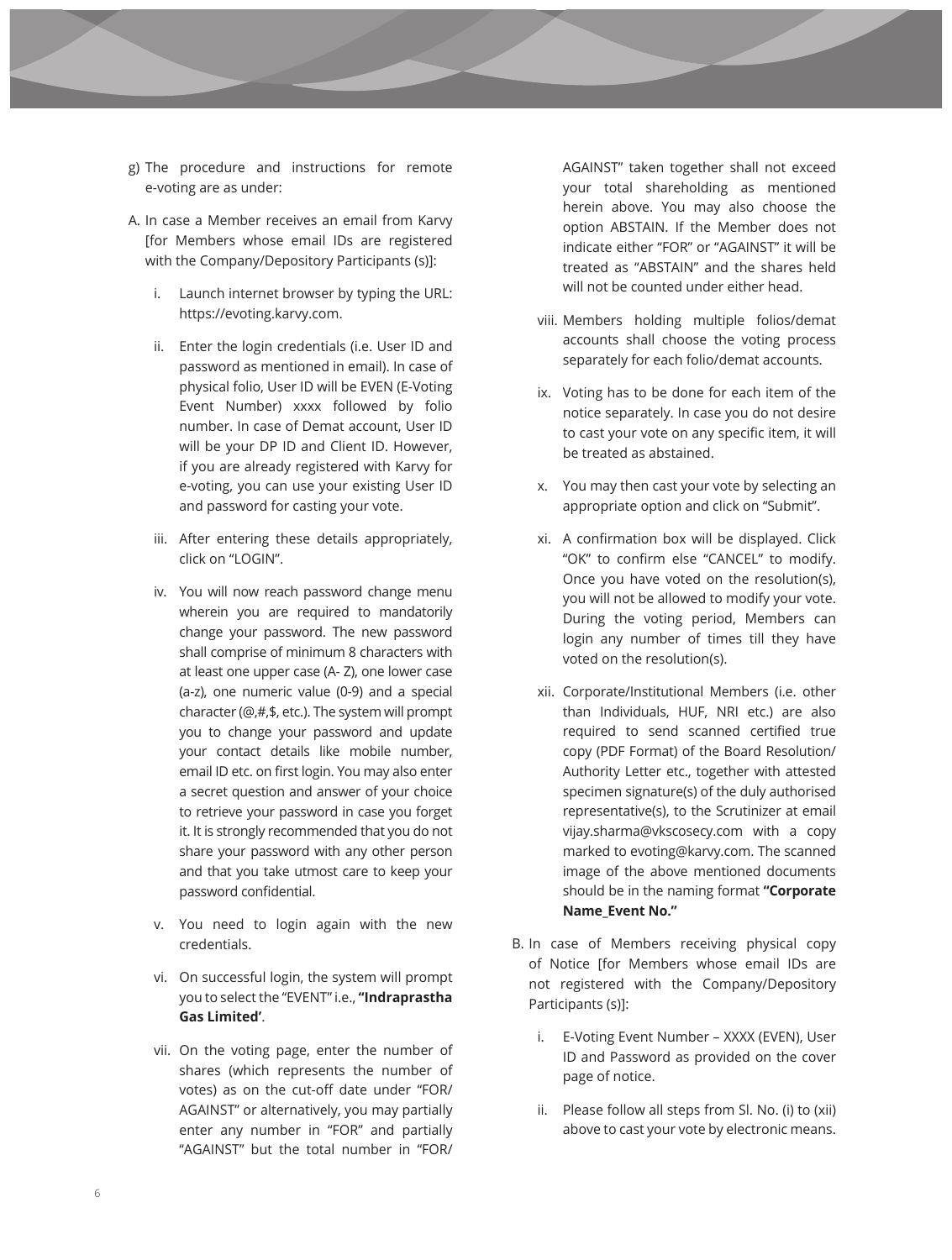g) The procedure and instructions for remote e-voting are as under:

A. In case a Member receives an email from Karvy [for Members whose email IDs are registered with the Company/Depository Participants (s)]:

   i. Launch internet browser by typing the URL: https://evoting.karvy.com.

   ii. Enter the login credentials (i.e. User ID and password as mentioned in email). In case of physical folio, User ID will be EVEN (E-Voting Event Number) xxxx followed by folio number. In case of Demat account, User ID will be your DP ID and Client ID. However, if you are already registered with Karvy for e-voting, you can use your existing User ID and password for casting your vote.

   iii. After entering these details appropriately, click on "LOGIN".

   iv. You will now reach password change menu wherein you are required to mandatorily change your password. The new password shall comprise of minimum 8 characters with at least one upper case (A- Z), one lower case (a-z), one numeric value (0-9) and a special character (@,#,$, etc.). The system will prompt you to change your password and update your contact details like mobile number, email ID etc. on first login. You may also enter a secret question and answer of your choice to retrieve your password in case you forget it. It is strongly recommended that you do not share your password with any other person and that you take utmost care to keep your password confidential.

   v. You need to login again with the new credentials.

   vi. On successful login, the system will prompt you to select the "EVENT" i.e., **"Indraprastha Gas Limited'**.

   vii. On the voting page, enter the number of shares (which represents the number of votes) as on the cut-off date under "FOR/ AGAINST" or alternatively, you may partially enter any number in "FOR" and partially "AGAINST" but the total number in "FOR/ AGAINST" taken together shall not exceed your total shareholding as mentioned herein above. You may also choose the option ABSTAIN. If the Member does not indicate either "FOR" or "AGAINST" it will be treated as "ABSTAIN" and the shares held will not be counted under either head.

   viii. Members holding multiple folios/demat accounts shall choose the voting process separately for each folio/demat accounts.

   ix. Voting has to be done for each item of the notice separately. In case you do not desire to cast your vote on any specific item, it will be treated as abstained.

   x. You may then cast your vote by selecting an appropriate option and click on "Submit".

   xi. A confirmation box will be displayed. Click "OK" to confirm else "CANCEL" to modify. Once you have voted on the resolution(s), you will not be allowed to modify your vote. During the voting period, Members can login any number of times till they have voted on the resolution(s).

   xii. Corporate/Institutional Members (i.e. other than Individuals, HUF, NRI etc.) are also required to send scanned certified true copy (PDF Format) of the Board Resolution/ Authority Letter etc., together with attested specimen signature(s) of the duly authorised representative(s), to the Scrutinizer at email vijay.sharma@vkscosecy.com with a copy marked to evoting@karvy.com. The scanned image of the above mentioned documents should be in the naming format **"Corporate Name_Event No."**

B. In case of Members receiving physical copy of Notice [for Members whose email IDs are not registered with the Company/Depository Participants (s)]:

   i. E-Voting Event Number – XXXX (EVEN), User ID and Password as provided on the cover page of notice.

   ii. Please follow all steps from Sl. No. (i) to (xii) above to cast your vote by electronic means.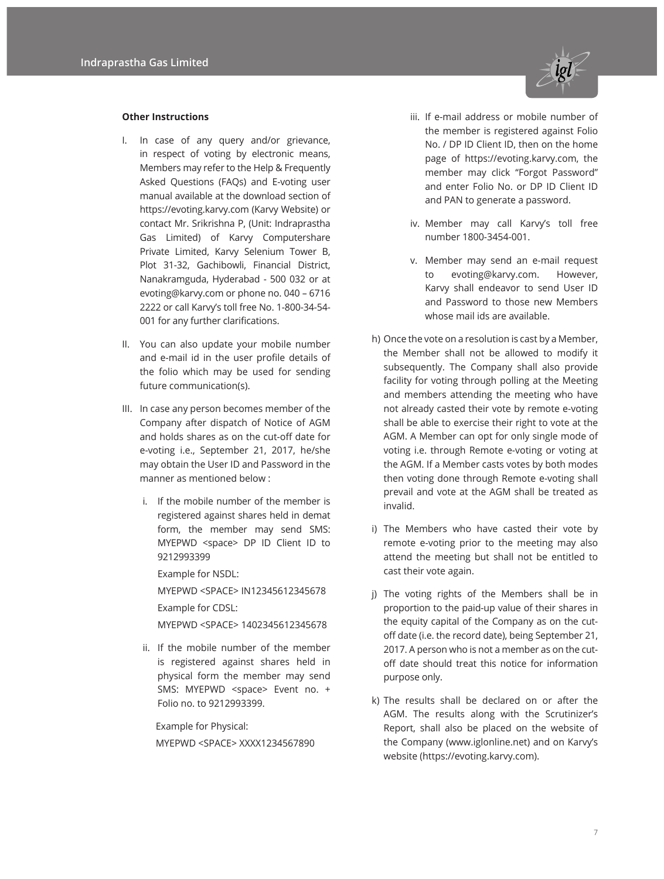**Other Instructions**

I. In case of any query and/or grievance, in respect of voting by electronic means, Members may refer to the Help & Frequently Asked Questions (FAQs) and E-voting user manual available at the download section of https://evoting.karvy.com (Karvy Website) or contact Mr. Srikrishna P, (Unit: Indraprastha Gas Limited) of Karvy Computershare Private Limited, Karvy Selenium Tower B, Plot 31-32, Gachibowli, Financial District, Nanakramguda, Hyderabad - 500 032 or at evoting@karvy.com or phone no. 040 – 6716 2222 or call Karvy's toll free No. 1-800-34-54-001 for any further clarifications.

II. You can also update your mobile number and e-mail id in the user profile details of the folio which may be used for sending future communication(s).

III. In case any person becomes member of the Company after dispatch of Notice of AGM and holds shares as on the cut-off date for e-voting i.e., September 21, 2017, he/she may obtain the User ID and Password in the manner as mentioned below :

   i. If the mobile number of the member is registered against shares held in demat form, the member may send SMS: MYEPWD <space> DP ID Client ID to 9212993399

      Example for NSDL:

      MYEPWD <SPACE> IN12345612345678

      Example for CDSL:

      MYEPWD <SPACE> 1402345612345678

   ii. If the mobile number of the member is registered against shares held in physical form the member may send SMS: MYEPWD <space> Event no. + Folio no. to 9212993399.

      Example for Physical:

      MYEPWD <SPACE> XXXX1234567890

   iii. If e-mail address or mobile number of the member is registered against Folio No. / DP ID Client ID, then on the home page of https://evoting.karvy.com, the member may click "Forgot Password" and enter Folio No. or DP ID Client ID and PAN to generate a password.

   iv. Member may call Karvy's toll free number 1800-3454-001.

   v. Member may send an e-mail request to evoting@karvy.com. However, Karvy shall endeavor to send User ID and Password to those new Members whose mail ids are available.

h) Once the vote on a resolution is cast by a Member, the Member shall not be allowed to modify it subsequently. The Company shall also provide facility for voting through polling at the Meeting and members attending the meeting who have not already casted their vote by remote e-voting shall be able to exercise their right to vote at the AGM. A Member can opt for only single mode of voting i.e. through Remote e-voting or voting at the AGM. If a Member casts votes by both modes then voting done through Remote e-voting shall prevail and vote at the AGM shall be treated as invalid.

i) The Members who have casted their vote by remote e-voting prior to the meeting may also attend the meeting but shall not be entitled to cast their vote again.

j) The voting rights of the Members shall be in proportion to the paid-up value of their shares in the equity capital of the Company as on the cut-off date (i.e. the record date), being September 21, 2017. A person who is not a member as on the cut-off date should treat this notice for information purpose only.

k) The results shall be declared on or after the AGM. The results along with the Scrutinizer's Report, shall also be placed on the website of the Company (www.iglonline.net) and on Karvy's website (https://evoting.karvy.com).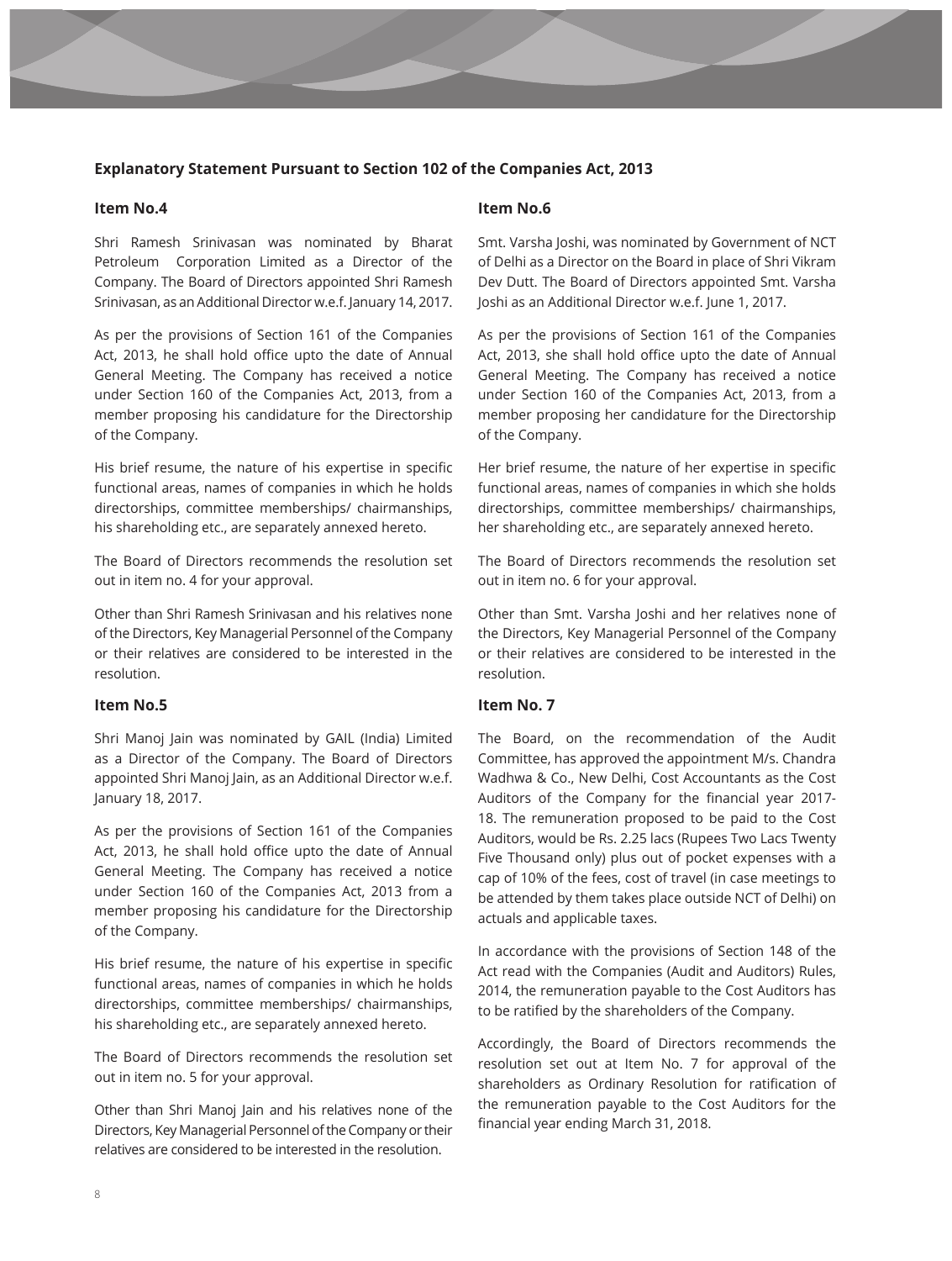## Explanatory Statement Pursuant to Section 102 of the Companies Act, 2013

### Item No.4

Shri Ramesh Srinivasan was nominated by Bharat Petroleum Corporation Limited as a Director of the Company. The Board of Directors appointed Shri Ramesh Srinivasan, as an Additional Director w.e.f. January 14, 2017.

As per the provisions of Section 161 of the Companies Act, 2013, he shall hold office upto the date of Annual General Meeting. The Company has received a notice under Section 160 of the Companies Act, 2013, from a member proposing his candidature for the Directorship of the Company.

His brief resume, the nature of his expertise in specific functional areas, names of companies in which he holds directorships, committee memberships/ chairmanships, his shareholding etc., are separately annexed hereto.

The Board of Directors recommends the resolution set out in item no. 4 for your approval.

Other than Shri Ramesh Srinivasan and his relatives none of the Directors, Key Managerial Personnel of the Company or their relatives are considered to be interested in the resolution.

### Item No.5

Shri Manoj Jain was nominated by GAIL (India) Limited as a Director of the Company. The Board of Directors appointed Shri Manoj Jain, as an Additional Director w.e.f. January 18, 2017.

As per the provisions of Section 161 of the Companies Act, 2013, he shall hold office upto the date of Annual General Meeting. The Company has received a notice under Section 160 of the Companies Act, 2013 from a member proposing his candidature for the Directorship of the Company.

His brief resume, the nature of his expertise in specific functional areas, names of companies in which he holds directorships, committee memberships/ chairmanships, his shareholding etc., are separately annexed hereto.

The Board of Directors recommends the resolution set out in item no. 5 for your approval.

Other than Shri Manoj Jain and his relatives none of the Directors, Key Managerial Personnel of the Company or their relatives are considered to be interested in the resolution.

### Item No.6

Smt. Varsha Joshi, was nominated by Government of NCT of Delhi as a Director on the Board in place of Shri Vikram Dev Dutt. The Board of Directors appointed Smt. Varsha Joshi as an Additional Director w.e.f. June 1, 2017.

As per the provisions of Section 161 of the Companies Act, 2013, she shall hold office upto the date of Annual General Meeting. The Company has received a notice under Section 160 of the Companies Act, 2013, from a member proposing her candidature for the Directorship of the Company.

Her brief resume, the nature of her expertise in specific functional areas, names of companies in which she holds directorships, committee memberships/ chairmanships, her shareholding etc., are separately annexed hereto.

The Board of Directors recommends the resolution set out in item no. 6 for your approval.

Other than Smt. Varsha Joshi and her relatives none of the Directors, Key Managerial Personnel of the Company or their relatives are considered to be interested in the resolution.

### Item No. 7

The Board, on the recommendation of the Audit Committee, has approved the appointment M/s. Chandra Wadhwa & Co., New Delhi, Cost Accountants as the Cost Auditors of the Company for the financial year 2017-18. The remuneration proposed to be paid to the Cost Auditors, would be Rs. 2.25 lacs (Rupees Two Lacs Twenty Five Thousand only) plus out of pocket expenses with a cap of 10% of the fees, cost of travel (in case meetings to be attended by them takes place outside NCT of Delhi) on actuals and applicable taxes.

In accordance with the provisions of Section 148 of the Act read with the Companies (Audit and Auditors) Rules, 2014, the remuneration payable to the Cost Auditors has to be ratified by the shareholders of the Company.

Accordingly, the Board of Directors recommends the resolution set out at Item No. 7 for approval of the shareholders as Ordinary Resolution for ratification of the remuneration payable to the Cost Auditors for the financial year ending March 31, 2018.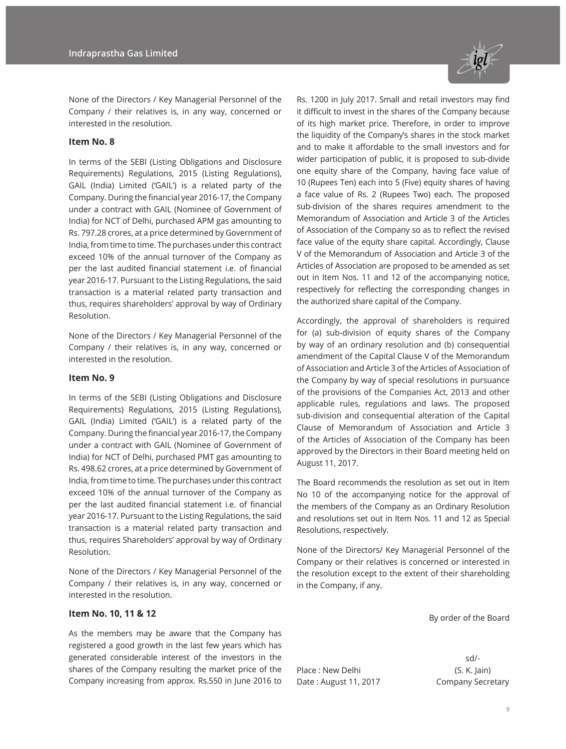None of the Directors / Key Managerial Personnel of the Company / their relatives is, in any way, concerned or interested in the resolution.

### Item No. 8

In terms of the SEBI (Listing Obligations and Disclosure Requirements) Regulations, 2015 (Listing Regulations), GAIL (India) Limited ('GAIL') is a related party of the Company. During the financial year 2016-17, the Company under a contract with GAIL (Nominee of Government of India) for NCT of Delhi, purchased APM gas amounting to Rs. 797.28 crores, at a price determined by Government of India, from time to time. The purchases under this contract exceed 10% of the annual turnover of the Company as per the last audited financial statement i.e. of financial year 2016-17. Pursuant to the Listing Regulations, the said transaction is a material related party transaction and thus, requires shareholders' approval by way of Ordinary Resolution.

None of the Directors / Key Managerial Personnel of the Company / their relatives is, in any way, concerned or interested in the resolution.

### Item No. 9

In terms of the SEBI (Listing Obligations and Disclosure Requirements) Regulations, 2015 (Listing Regulations), GAIL (India) Limited ('GAIL') is a related party of the Company. During the financial year 2016-17, the Company under a contract with GAIL (Nominee of Government of India) for NCT of Delhi, purchased PMT gas amounting to Rs. 498.62 crores, at a price determined by Government of India, from time to time. The purchases under this contract exceed 10% of the annual turnover of the Company as per the last audited financial statement i.e. of financial year 2016-17. Pursuant to the Listing Regulations, the said transaction is a material related party transaction and thus, requires Shareholders' approval by way of Ordinary Resolution.

None of the Directors / Key Managerial Personnel of the Company / their relatives is, in any way, concerned or interested in the resolution.

### Item No. 10, 11 & 12

As the members may be aware that the Company has registered a good growth in the last few years which has generated considerable interest of the investors in the shares of the Company resulting the market price of the Company increasing from approx. Rs.550 in June 2016 to Rs. 1200 in July 2017. Small and retail investors may find it difficult to invest in the shares of the Company because of its high market price. Therefore, in order to improve the liquidity of the Company's shares in the stock market and to make it affordable to the small investors and for wider participation of public, it is proposed to sub-divide one equity share of the Company, having face value of 10 (Rupees Ten) each into 5 (Five) equity shares of having a face value of Rs. 2 (Rupees Two) each. The proposed sub-division of the shares requires amendment to the Memorandum of Association and Article 3 of the Articles of Association of the Company so as to reflect the revised face value of the equity share capital. Accordingly, Clause V of the Memorandum of Association and Article 3 of the Articles of Association are proposed to be amended as set out in Item Nos. 11 and 12 of the accompanying notice, respectively for reflecting the corresponding changes in the authorized share capital of the Company.

Accordingly, the approval of shareholders is required for (a) sub-division of equity shares of the Company by way of an ordinary resolution and (b) consequential amendment of the Capital Clause V of the Memorandum of Association and Article 3 of the Articles of Association of the Company by way of special resolutions in pursuance of the provisions of the Companies Act, 2013 and other applicable rules, regulations and laws. The proposed sub-division and consequential alteration of the Capital Clause of Memorandum of Association and Article 3 of the Articles of Association of the Company has been approved by the Directors in their Board meeting held on August 11, 2017.

The Board recommends the resolution as set out in Item No 10 of the accompanying notice for the approval of the members of the Company as an Ordinary Resolution and resolutions set out in Item Nos. 11 and 12 as Special Resolutions, respectively.

None of the Directors/ Key Managerial Personnel of the Company or their relatives is concerned or interested in the resolution except to the extent of their shareholding in the Company, if any.

By order of the Board

sd/-

Place : New Delhi  
Date : August 11, 2017

(S. K. Jain)  
Company Secretary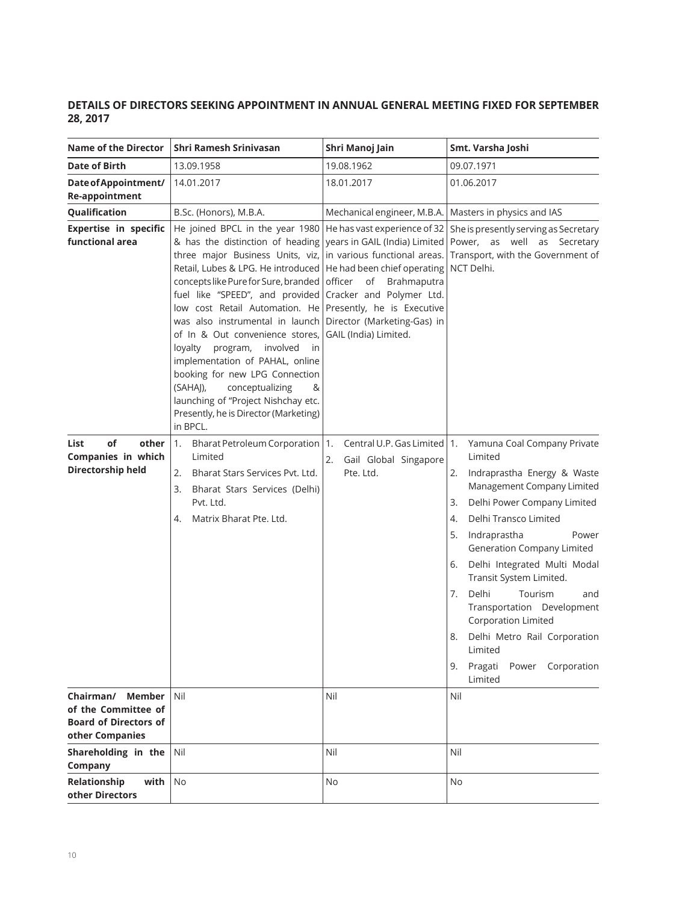**DETAILS OF DIRECTORS SEEKING APPOINTMENT IN ANNUAL GENERAL MEETING FIXED FOR SEPTEMBER 28, 2017**

| Name of the Director | Shri Ramesh Srinivasan | Shri Manoj Jain | Smt. Varsha Joshi |
|---|---|---|---|
| **Date of Birth** | 13.09.1958 | 19.08.1962 | 09.07.1971 |
| **Date of Appointment/ Re-appointment** | 14.01.2017 | 18.01.2017 | 01.06.2017 |
| **Qualification** | B.Sc. (Honors), M.B.A. | Mechanical engineer, M.B.A. | Masters in physics and IAS |
| **Expertise in specific functional area** | He joined BPCL in the year 1980 & has the distinction of heading three major Business Units, viz, Retail, Lubes & LPG. He introduced concepts like Pure for Sure, branded fuel like "SPEED", and provided low cost Retail Automation. He was also instrumental in launch of In & Out convenience stores, loyalty program, involved in implementation of PAHAL, online booking for new LPG Connection (SAHAJ), conceptualizing & launching of "Project Nishchay etc. Presently, he is Director (Marketing) in BPCL. | He has vast experience of 32 years in GAIL (India) Limited in various functional areas. He had been chief operating officer of Brahmaputra Cracker and Polymer Ltd. Presently, he is Executive Director (Marketing-Gas) in GAIL (India) Limited. | She is presently serving as Secretary Power, as well as Secretary Transport, with the Government of NCT Delhi. |
| **List of other Companies in which Directorship held** | 1. Bharat Petroleum Corporation Limited<br>2. Bharat Stars Services Pvt. Ltd.<br>3. Bharat Stars Services (Delhi) Pvt. Ltd.<br>4. Matrix Bharat Pte. Ltd. | 1. Central U.P. Gas Limited<br>2. Gail Global Singapore Pte. Ltd. | 1. Yamuna Coal Company Private Limited<br>2. Indraprastha Energy & Waste Management Company Limited<br>3. Delhi Power Company Limited<br>4. Delhi Transco Limited<br>5. Indraprastha Power Generation Company Limited<br>6. Delhi Integrated Multi Modal Transit System Limited.<br>7. Delhi Tourism and Transportation Development Corporation Limited<br>8. Delhi Metro Rail Corporation Limited<br>9. Pragati Power Corporation Limited |
| **Chairman/ Member of the Committee of Board of Directors of other Companies** | Nil | Nil | Nil |
| **Shareholding in the Company** | Nil | Nil | Nil |
| **Relationship with other Directors** | No | No | No |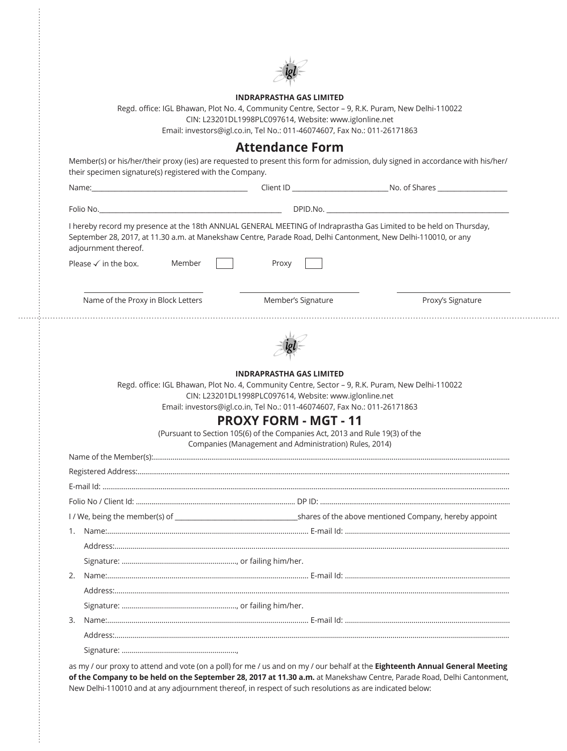**INDRAPRASTHA GAS LIMITED**

Regd. office: IGL Bhawan, Plot No. 4, Community Centre, Sector – 9, R.K. Puram, New Delhi-110022

CIN: L23201DL1998PLC097614, Website: www.iglonline.net

Email: investors@igl.co.in, Tel No.: 011-46074607, Fax No.: 011-26171863

# Attendance Form

Member(s) or his/her/their proxy (ies) are requested to present this form for admission, duly signed in accordance with his/her/ their specimen signature(s) registered with the Company.

Name:\_\_\_\_\_\_\_\_\_\_\_\_\_\_\_\_\_\_\_\_\_\_\_\_\_\_\_\_\_\_\_\_ Client ID \_\_\_\_\_\_\_\_\_\_\_\_\_\_\_\_\_\_\_\_ No. of Shares \_\_\_\_\_\_\_\_\_\_\_\_\_\_

Folio No.\_\_\_\_\_\_\_\_\_\_\_\_\_\_\_\_\_\_\_\_\_\_\_\_\_\_\_\_\_\_\_\_\_\_\_\_ DPID.No. \_\_\_\_\_\_\_\_\_\_\_\_\_\_\_\_\_\_\_\_\_\_\_\_\_\_\_\_\_\_\_\_\_\_\_\_

I hereby record my presence at the 18th ANNUAL GENERAL MEETING of Indraprastha Gas Limited to be held on Thursday, September 28, 2017, at 11.30 a.m. at Manekshaw Centre, Parade Road, Delhi Cantonment, New Delhi-110010, or any adjournment thereof.

Please ✓ in the box. Member ☐ Proxy ☐

\_\_\_\_\_\_\_\_\_\_\_\_\_\_\_\_\_\_\_\_\_\_\_\_ \_\_\_\_\_\_\_\_\_\_\_\_\_\_\_\_\_\_\_\_\_\_\_\_ \_\_\_\_\_\_\_\_\_\_\_\_\_\_\_\_\_\_\_\_\_\_\_\_

Name of the Proxy in Block Letters | Member's Signature | Proxy's Signature

---

**INDRAPRASTHA GAS LIMITED**

Regd. office: IGL Bhawan, Plot No. 4, Community Centre, Sector – 9, R.K. Puram, New Delhi-110022

CIN: L23201DL1998PLC097614, Website: www.iglonline.net

Email: investors@igl.co.in, Tel No.: 011-46074607, Fax No.: 011-26171863

# PROXY FORM - MGT - 11

(Pursuant to Section 105(6) of the Companies Act, 2013 and Rule 19(3) of the Companies (Management and Administration) Rules, 2014)

Name of the Member(s):..........................................................................................

Registered Address:..........................................................................................

E-mail Id: ..........................................................................................

Folio No / Client Id: ................................................ DP ID: ................................................

I / We, being the member(s) of \_\_\_\_\_\_\_\_\_\_\_\_\_\_\_\_\_\_\_\_\_\_\_\_ shares of the above mentioned Company, hereby appoint

1. Name:................................................ E-mail Id: ................................................

   Address:..........................................................................................

   Signature: ................................................, or failing him/her.

2. Name:................................................ E-mail Id: ................................................

   Address:..........................................................................................

   Signature: ................................................, or failing him/her.

3. Name:................................................ E-mail Id: ................................................

   Address:..........................................................................................

   Signature: ................................................,

as my / our proxy to attend and vote (on a poll) for me / us and on my / our behalf at the **Eighteenth Annual General Meeting of the Company to be held on the September 28, 2017 at 11.30 a.m.** at Manekshaw Centre, Parade Road, Delhi Cantonment, New Delhi-110010 and at any adjournment thereof, in respect of such resolutions as are indicated below: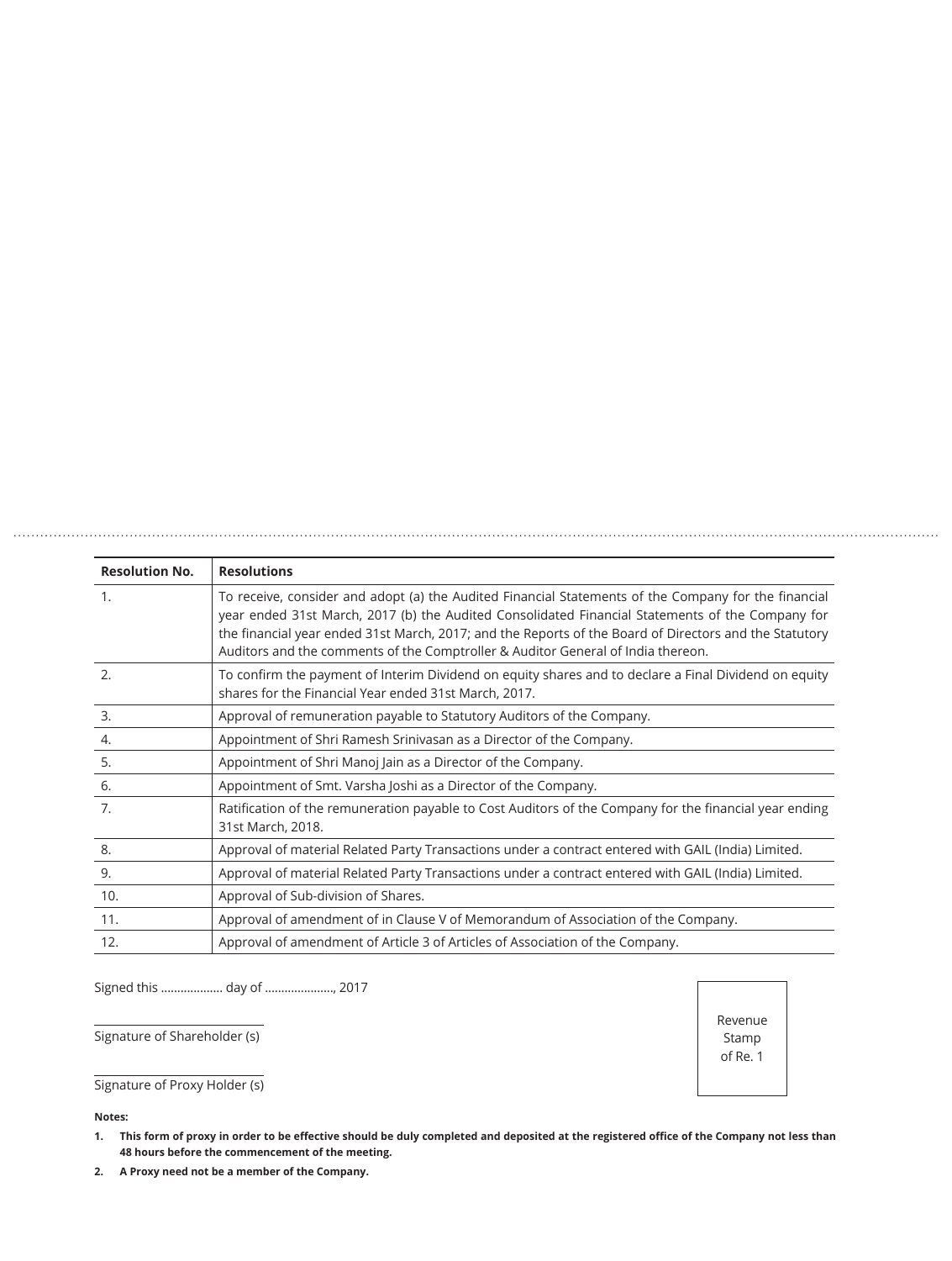| Resolution No. | Resolutions |
| --- | --- |
| 1. | To receive, consider and adopt (a) the Audited Financial Statements of the Company for the financial year ended 31st March, 2017 (b) the Audited Consolidated Financial Statements of the Company for the financial year ended 31st March, 2017; and the Reports of the Board of Directors and the Statutory Auditors and the comments of the Comptroller & Auditor General of India thereon. |
| 2. | To confirm the payment of Interim Dividend on equity shares and to declare a Final Dividend on equity shares for the Financial Year ended 31st March, 2017. |
| 3. | Approval of remuneration payable to Statutory Auditors of the Company. |
| 4. | Appointment of Shri Ramesh Srinivasan as a Director of the Company. |
| 5. | Appointment of Shri Manoj Jain as a Director of the Company. |
| 6. | Appointment of Smt. Varsha Joshi as a Director of the Company. |
| 7. | Ratification of the remuneration payable to Cost Auditors of the Company for the financial year ending 31st March, 2018. |
| 8. | Approval of material Related Party Transactions under a contract entered with GAIL (India) Limited. |
| 9. | Approval of material Related Party Transactions under a contract entered with GAIL (India) Limited. |
| 10. | Approval of Sub-division of Shares. |
| 11. | Approval of amendment of in Clause V of Memorandum of Association of the Company. |
| 12. | Approval of amendment of Article 3 of Articles of Association of the Company. |

Signed this ................... day of ....................., 2017

Revenue Stamp of Re. 1

Signature of Shareholder (s)

Signature of Proxy Holder (s)

**Notes:**

1. **This form of proxy in order to be effective should be duly completed and deposited at the registered office of the Company not less than 48 hours before the commencement of the meeting.**
2. **A Proxy need not be a member of the Company.**